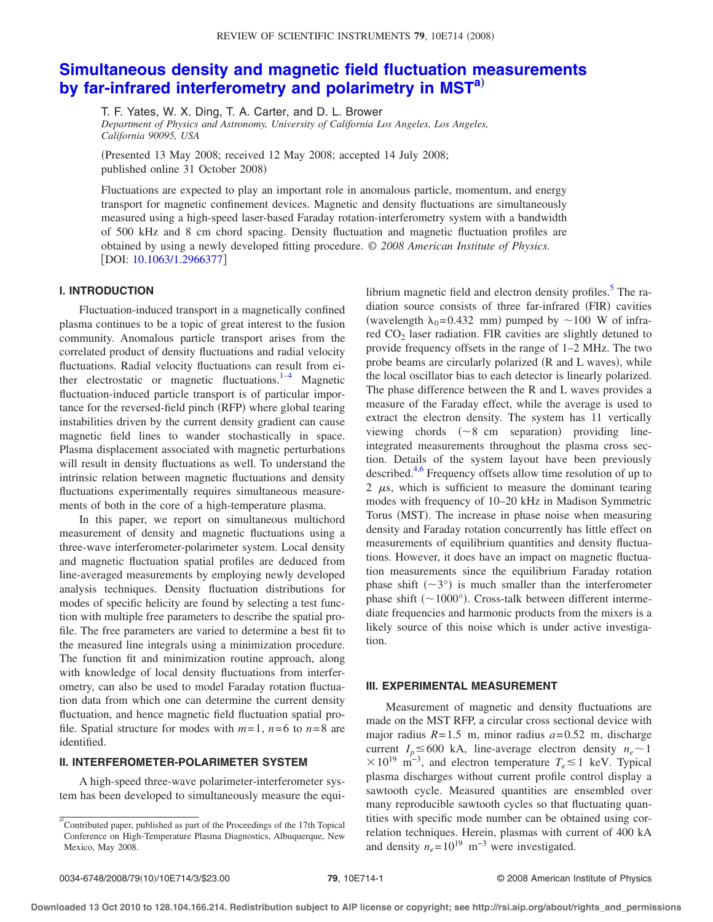# Simultaneous density and magnetic field fluctuation measurements by far-infrared interferometry and polarimetry in MST[a]

T. F. Yates, W. X. Ding, T. A. Carter, and D. L. Brower

*Department of Physics and Astronomy, University of California Los Angeles, Los Angeles, California 90095, USA*

(Presented 13 May 2008; received 12 May 2008; accepted 14 July 2008; published online 31 October 2008)

Fluctuations are expected to play an important role in anomalous particle, momentum, and energy transport for magnetic confinement devices. Magnetic and density fluctuations are simultaneously measured using a high-speed laser-based Faraday rotation-interferometry system with a bandwidth of 500 kHz and 8 cm chord spacing. Density fluctuation and magnetic fluctuation profiles are obtained by using a newly developed fitting procedure. *© 2008 American Institute of Physics.* [DOI: 10.1063/1.2966377]

## I. INTRODUCTION

Fluctuation-induced transport in a magnetically confined plasma continues to be a topic of great interest to the fusion community. Anomalous particle transport arises from the correlated product of density fluctuations and radial velocity fluctuations. Radial velocity fluctuations can result from either electrostatic or magnetic fluctuations.[1–4] Magnetic fluctuation-induced particle transport is of particular importance for the reversed-field pinch (RFP) where global tearing instabilities driven by the current density gradient can cause magnetic field lines to wander stochastically in space. Plasma displacement associated with magnetic perturbations will result in density fluctuations as well. To understand the intrinsic relation between magnetic fluctuations and density fluctuations experimentally requires simultaneous measurements of both in the core of a high-temperature plasma.

In this paper, we report on simultaneous multichord measurement of density and magnetic fluctuations using a three-wave interferometer-polarimeter system. Local density and magnetic fluctuation spatial profiles are deduced from line-averaged measurements by employing newly developed analysis techniques. Density fluctuation distributions for modes of specific helicity are found by selecting a test function with multiple free parameters to describe the spatial profile. The free parameters are varied to determine a best fit to the measured line integrals using a minimization procedure. The function fit and minimization routine approach, along with knowledge of local density fluctuations from interferometry, can also be used to model Faraday rotation fluctuation data from which one can determine the current density fluctuation, and hence magnetic field fluctuation spatial profile. Spatial structure for modes with $m=1$, $n=6$ to $n=8$ are identified.

## II. INTERFEROMETER-POLARIMETER SYSTEM

A high-speed three-wave polarimeter-interferometer system has been developed to simultaneously measure the equilibrium magnetic field and electron density profiles.[5] The radiation source consists of three far-infrared (FIR) cavities (wavelength $\lambda_0=0.432$ mm) pumped by ~100 W of infrared $CO_2$ laser radiation. FIR cavities are slightly detuned to provide frequency offsets in the range of 1–2 MHz. The two probe beams are circularly polarized (R and L waves), while the local oscillator bias to each detector is linearly polarized. The phase difference between the R and L waves provides a measure of the Faraday effect, while the average is used to extract the electron density. The system has 11 vertically viewing chords (~8 cm separation) providing line-integrated measurements throughout the plasma cross section. Details of the system layout have been previously described.[4,6] Frequency offsets allow time resolution of up to 2 μs, which is sufficient to measure the dominant tearing modes with frequency of 10–20 kHz in Madison Symmetric Torus (MST). The increase in phase noise when measuring density and Faraday rotation concurrently has little effect on measurements of equilibrium quantities and density fluctuations. However, it does have an impact on magnetic fluctuation measurements since the equilibrium Faraday rotation phase shift (~3°) is much smaller than the interferometer phase shift (~1000°). Cross-talk between different intermediate frequencies and harmonic products from the mixers is a likely source of this noise which is under active investigation.

## III. EXPERIMENTAL MEASUREMENT

Measurement of magnetic and density fluctuations are made on the MST RFP, a circular cross sectional device with major radius $R=1.5$ m, minor radius $a=0.52$ m, discharge current $I_p \le 600$ kA, line-average electron density $n_e \sim 1 \times 10^{19}$ m$^{-3}$, and electron temperature $T_e \le 1$ keV. Typical plasma discharges without current profile control display a sawtooth cycle. Measured quantities are ensembled over many reproducible sawtooth cycles so that fluctuating quantities with specific mode number can be obtained using correlation techniques. Herein, plasmas with current of 400 kA and density $n_e=10^{19}$ m$^{-3}$ were investigated.

---

[a] Contributed paper, published as part of the Proceedings of the 17th Topical Conference on High-Temperature Plasma Diagnostics, Albuquerque, New Mexico, May 2008.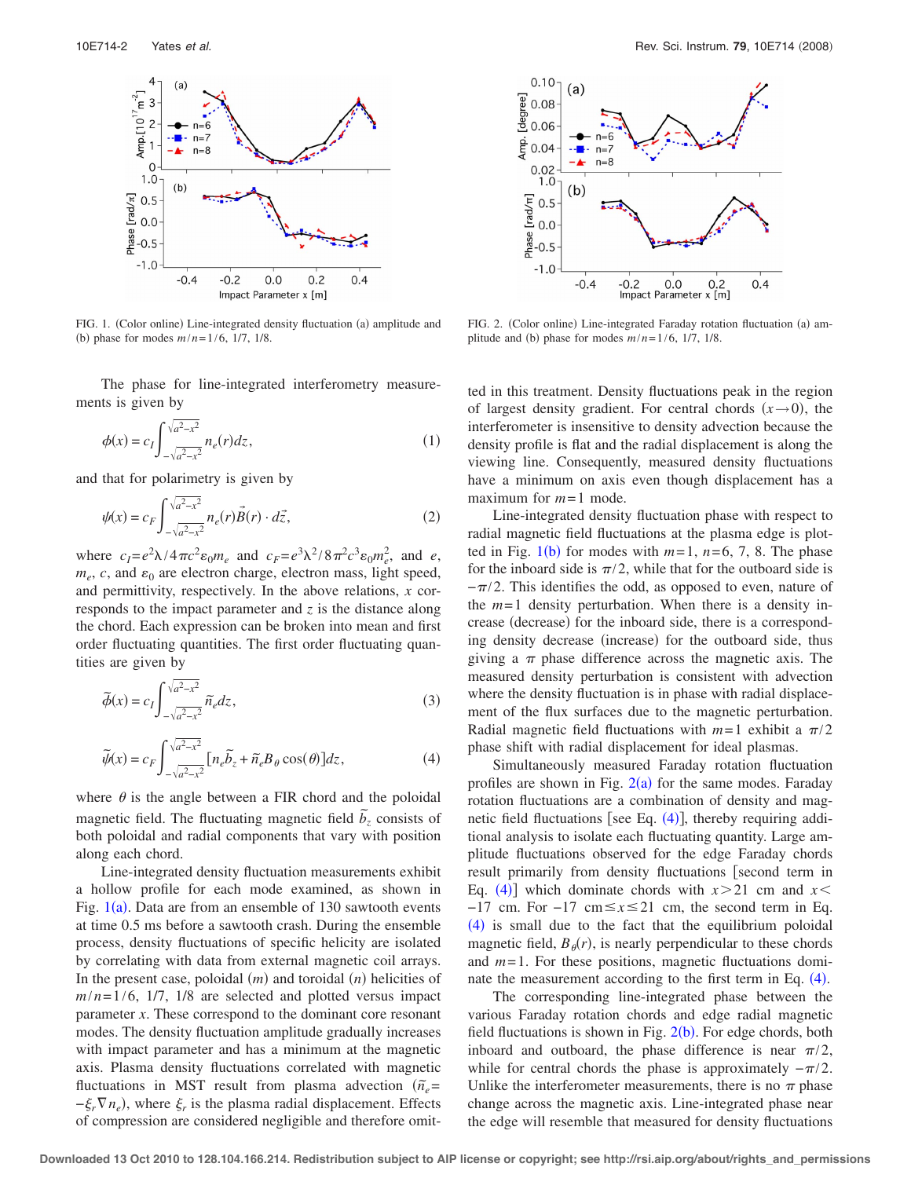FIG. 1. (Color online) Line-integrated density fluctuation (a) amplitude and (b) phase for modes $m/n=1/6$, $1/7$, $1/8$.

FIG. 2. (Color online) Line-integrated Faraday rotation fluctuation (a) amplitude and (b) phase for modes $m/n=1/6$, $1/7$, $1/8$.

The phase for line-integrated interferometry measurements is given by

$$\phi(x) = c_I \int_{-\sqrt{a^2-x^2}}^{\sqrt{a^2-x^2}} n_e(r) dz, \tag{1}$$

and that for polarimetry is given by

$$\psi(x) = c_F \int_{-\sqrt{a^2-x^2}}^{\sqrt{a^2-x^2}} n_e(r)\vec{B}(r) \cdot d\vec{z}, \tag{2}$$

where $c_I = e^2\lambda/4\pi c^2\varepsilon_0 m_e$ and $c_F = e^3\lambda^2/8\pi^2 c^3\varepsilon_0 m_e^2$, and $e$, $m_e$, $c$, and $\varepsilon_0$ are electron charge, electron mass, light speed, and permittivity, respectively. In the above relations, $x$ corresponds to the impact parameter and $z$ is the distance along the chord. Each expression can be broken into mean and first order fluctuating quantities. The first order fluctuating quantities are given by

$$\tilde{\phi}(x) = c_I \int_{-\sqrt{a^2-x^2}}^{\sqrt{a^2-x^2}} \tilde{n}_e dz, \tag{3}$$

$$\tilde{\psi}(x) = c_F \int_{-\sqrt{a^2-x^2}}^{\sqrt{a^2-x^2}} [n_e \tilde{b}_z + \tilde{n}_e B_\theta \cos(\theta)] dz, \tag{4}$$

where $\theta$ is the angle between a FIR chord and the poloidal magnetic field. The fluctuating magnetic field $\tilde{b}_z$ consists of both poloidal and radial components that vary with position along each chord.

Line-integrated density fluctuation measurements exhibit a hollow profile for each mode examined, as shown in Fig. 1(a). Data are from an ensemble of 130 sawtooth events at time 0.5 ms before a sawtooth crash. During the ensemble process, density fluctuations of specific helicity are isolated by correlating with data from external magnetic coil arrays. In the present case, poloidal ($m$) and toroidal ($n$) helicities of $m/n=1/6$, $1/7$, $1/8$ are selected and plotted versus impact parameter $x$. These correspond to the dominant core resonant modes. The density fluctuation amplitude gradually increases with impact parameter and has a minimum at the magnetic axis. Plasma density fluctuations correlated with magnetic fluctuations in MST result from plasma advection ($\tilde{n}_e = -\xi_r \nabla n_e$), where $\xi_r$ is the plasma radial displacement. Effects of compression are considered negligible and therefore omitted in this treatment. Density fluctuations peak in the region of largest density gradient. For central chords ($x \to 0$), the interferometer is insensitive to density advection because the density profile is flat and the radial displacement is along the viewing line. Consequently, measured density fluctuations have a minimum on axis even though displacement has a maximum for $m=1$ mode.

Line-integrated density fluctuation phase with respect to radial magnetic field fluctuations at the plasma edge is plotted in Fig. 1(b) for modes with $m=1$, $n=6$, 7, 8. The phase for the inboard side is $\pi/2$, while that for the outboard side is $-\pi/2$. This identifies the odd, as opposed to even, nature of the $m=1$ density perturbation. When there is a density increase (decrease) for the inboard side, there is a corresponding density decrease (increase) for the outboard side, thus giving a $\pi$ phase difference across the magnetic axis. The measured density perturbation is consistent with advection where the density fluctuation is in phase with radial displacement of the flux surfaces due to the magnetic perturbation. Radial magnetic field fluctuations with $m=1$ exhibit a $\pi/2$ phase shift with radial displacement for ideal plasmas.

Simultaneously measured Faraday rotation fluctuation profiles are shown in Fig. 2(a) for the same modes. Faraday rotation fluctuations are a combination of density and magnetic field fluctuations [see Eq. (4)], thereby requiring additional analysis to isolate each fluctuating quantity. Large amplitude fluctuations observed for the edge Faraday chords result primarily from density fluctuations [second term in Eq. (4)] which dominate chords with $x>21$ cm and $x<-17$ cm. For $-17$ cm$\leq x \leq 21$ cm, the second term in Eq. (4) is small due to the fact that the equilibrium poloidal magnetic field, $B_\theta(r)$, is nearly perpendicular to these chords and $m=1$. For these positions, magnetic fluctuations dominate the measurement according to the first term in Eq. (4).

The corresponding line-integrated phase between the various Faraday rotation chords and edge radial magnetic field fluctuations is shown in Fig. 2(b). For edge chords, both inboard and outboard, the phase difference is near $\pi/2$, while for central chords the phase is approximately $-\pi/2$. Unlike the interferometer measurements, there is no $\pi$ phase change across the magnetic axis. Line-integrated phase near the edge will resemble that measured for density fluctuations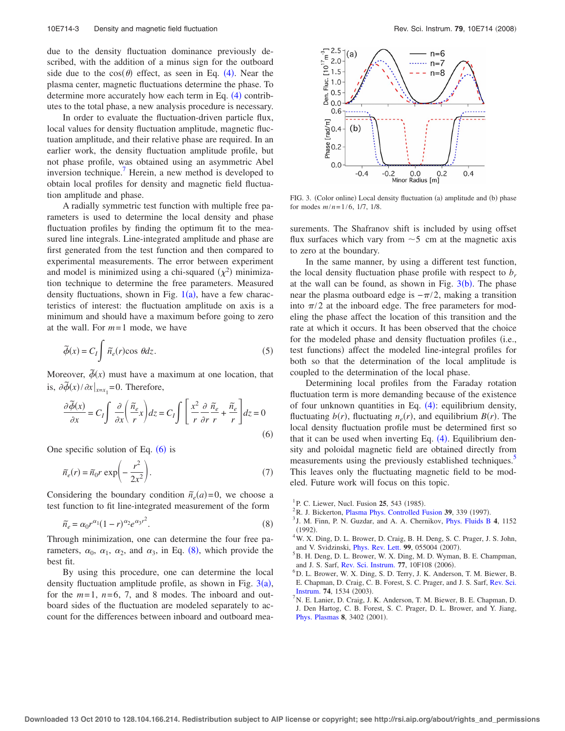due to the density fluctuation dominance previously described, with the addition of a minus sign for the outboard side due to the $\cos(\theta)$ effect, as seen in Eq. (4). Near the plasma center, magnetic fluctuations determine the phase. To determine more accurately how each term in Eq. (4) contributes to the total phase, a new analysis procedure is necessary.

In order to evaluate the fluctuation-driven particle flux, local values for density fluctuation amplitude, magnetic fluctuation amplitude, and their relative phase are required. In an earlier work, the density fluctuation amplitude profile, but not phase profile, was obtained using an asymmetric Abel inversion technique.[7] Herein, a new method is developed to obtain local profiles for density and magnetic field fluctuation amplitude and phase.

A radially symmetric test function with multiple free parameters is used to determine the local density and phase fluctuation profiles by finding the optimum fit to the measured line integrals. Line-integrated amplitude and phase are first generated from the test function and then compared to experimental measurements. The error between experiment and model is minimized using a chi-squared ($\chi^2$) minimization technique to determine the free parameters. Measured density fluctuations, shown in Fig. 1(a), have a few characteristics of interest: the fluctuation amplitude on axis is a minimum and should have a maximum before going to zero at the wall. For $m=1$ mode, we have

$$\tilde{\phi}(x) = C_I \int \tilde{n}_e(r) \cos \theta dz. \tag{5}$$

Moreover, $\tilde{\phi}(x)$ must have a maximum at one location, that is, $\partial\tilde{\phi}(x)/\partial x|_{x=x_1}=0$. Therefore,

$$\frac{\partial \tilde{\phi}(x)}{\partial x} = C_I \int \frac{\partial}{\partial x}\left(\frac{\tilde{n}_e}{r}x\right) dz = C_I \int \left[\frac{x^2}{r}\frac{\partial}{\partial r}\frac{\tilde{n}_e}{r} + \frac{\tilde{n}_e}{r}\right] dz = 0 \tag{6}$$

One specific solution of Eq. (6) is

$$\tilde{n}_e(r) = \tilde{n}_0 r \exp\left(-\frac{r^2}{2x^2}\right). \tag{7}$$

Considering the boundary condition $\tilde{n}_e(a)=0$, we choose a test function to fit line-integrated measurement of the form

$$\tilde{n}_e = \alpha_0 r^{\alpha_1}(1-r)^{\alpha_2} e^{\alpha_3 r^2}. \tag{8}$$

Through minimization, one can determine the four free parameters, $\alpha_0$, $\alpha_1$, $\alpha_2$, and $\alpha_3$, in Eq. (8), which provide the best fit.

By using this procedure, one can determine the local density fluctuation amplitude profile, as shown in Fig. 3(a), for the $m=1$, $n=6$, 7, and 8 modes. The inboard and outboard sides of the fluctuation are modeled separately to account for the differences between inboard and outboard measurements. The Shafranov shift is included by using offset flux surfaces which vary from ~5 cm at the magnetic axis to zero at the boundary.

(a)
Den. Fluc. [$10^{17}$ m$^{-3}$]
2.5
2.0
1.5
1.0
0.5
0.0
n=6
n=7
n=8

(b)
Phase [rad/π]
0.6
0.4
0.2
0.0
-0.4
-0.2
0.0
0.2
0.4
Minor Radius [m]

FIG. 3. (Color online) Local density fluctuation (a) amplitude and (b) phase for modes $m/n=1/6$, 1/7, 1/8.

In the same manner, by using a different test function, the local density fluctuation phase profile with respect to $b_r$ at the wall can be found, as shown in Fig. 3(b). The phase near the plasma outboard edge is $-\pi/2$, making a transition into $\pi/2$ at the inboard edge. The free parameters for modeling the phase affect the location of this transition and the rate at which it occurs. It has been observed that the choice for the modeled phase and density fluctuation profiles (i.e., test functions) affect the modeled line-integral profiles for both so that the determination of the local amplitude is coupled to the determination of the local phase.

Determining local profiles from the Faraday rotation fluctuation term is more demanding because of the existence of four unknown quantities in Eq. (4): equilibrium density, fluctuating $b(r)$, fluctuating $n_e(r)$, and equilibrium $B(r)$. The local density fluctuation profile must be determined first so that it can be used when inverting Eq. (4). Equilibrium density and poloidal magnetic field are obtained directly from measurements using the previously established techniques.[5] This leaves only the fluctuating magnetic field to be modeled. Future work will focus on this topic.

[1] P. C. Liewer, Nucl. Fusion **25**, 543 (1985).
[2] R. J. Bickerton, Plasma Phys. Controlled Fusion **39**, 339 (1997).
[3] J. M. Finn, P. N. Guzdar, and A. A. Chernikov, Phys. Fluids B **4**, 1152 (1992).
[4] W. X. Ding, D. L. Brower, D. Craig, B. H. Deng, S. C. Prager, J. S. John, and V. Svidzinski, Phys. Rev. Lett. **99**, 055004 (2007).
[5] B. H. Deng, D. L. Brower, W. X. Ding, M. D. Wyman, B. E. Champman, and J. S. Sarf, Rev. Sci. Instrum. **77**, 10F108 (2006).
[6] D. L. Brower, W. X. Ding, S. D. Terry, J. K. Anderson, T. M. Biewer, B. E. Chapman, D. Craig, C. B. Forest, S. C. Prager, and J. S. Sarf, Rev. Sci. Instrum. **74**, 1534 (2003).
[7] N. E. Lanier, D. Craig, J. K. Anderson, T. M. Biewer, B. E. Chapman, D. J. Den Hartog, C. B. Forest, S. C. Prager, D. L. Brower, and Y. Jiang, Phys. Plasmas **8**, 3402 (2001).